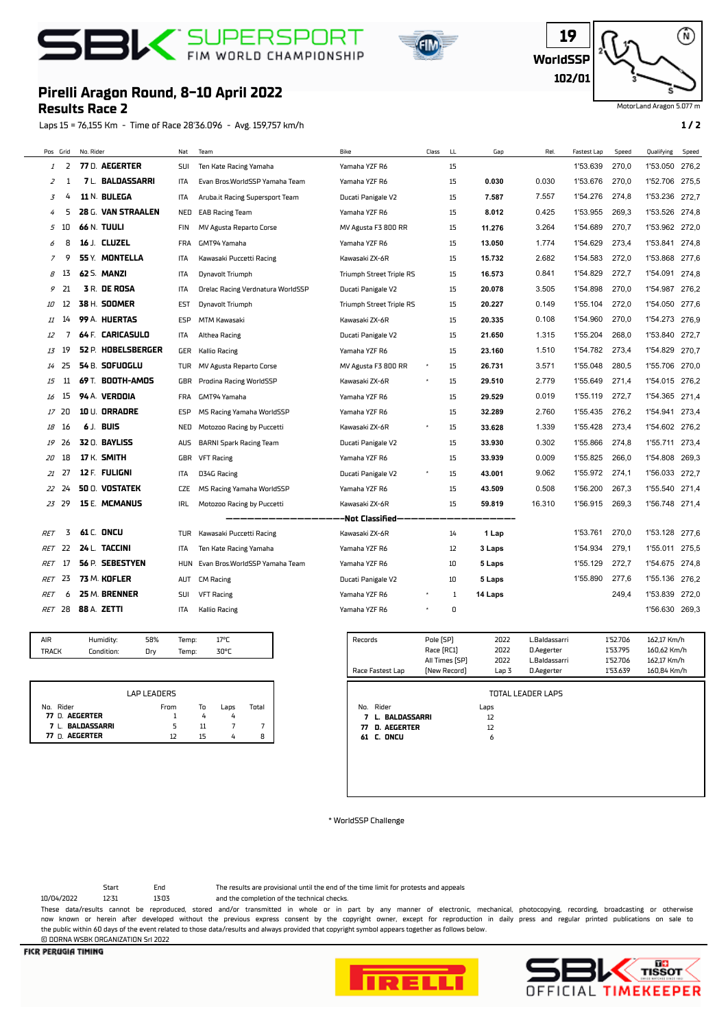# SBK SUPERSPORT FIM WORLD CHAMPIONSHIP

**19**
**WorldSSP**
**102/01**

MotorLand Aragon 5.077 m

## Pirelli Aragon Round, 8-10 April 2022
### Results Race 2

Laps 15 = 76,155 Km - Time of Race 28'36.096 - Avg. 159,757 km/h

| Pos | Grid | No. Rider | Nat | Team | Bike | Class | LL | Gap | Rel. | Fastest Lap | Speed | Qualifying | Speed |
|---|---|---|---|---|---|---|---|---|---|---|---|---|---|
| 1 | 2 | **77** D. **AEGERTER** | SUI | Ten Kate Racing Yamaha | Yamaha YZF R6 | | 15 | | | 1'53.639 | 270,0 | 1'53.050 | 276,2 |
| 2 | 1 | **7** L. **BALDASSARRI** | ITA | Evan Bros.WorldSSP Yamaha Team | Yamaha YZF R6 | | 15 | **0.030** | 0.030 | 1'53.676 | 270,0 | 1'52.706 | 275,5 |
| 3 | 4 | **11** N. **BULEGA** | ITA | Aruba.it Racing Supersport Team | Ducati Panigale V2 | | 15 | **7.587** | 7.557 | 1'54.276 | 274,8 | 1'53.236 | 272,7 |
| 4 | 5 | **28** G. **VAN STRAALEN** | NED | EAB Racing Team | Yamaha YZF R6 | | 15 | **8.012** | 0.425 | 1'53.955 | 269,3 | 1'53.526 | 274,8 |
| 5 | 10 | **66** N. **TUULI** | FIN | MV Agusta Reparto Corse | MV Agusta F3 800 RR | | 15 | **11.276** | 3.264 | 1'54.689 | 270,7 | 1'53.962 | 272,0 |
| 6 | 8 | **16** J. **CLUZEL** | FRA | GMT94 Yamaha | Yamaha YZF R6 | | 15 | **13.050** | 1.774 | 1'54.629 | 273,4 | 1'53.841 | 274,8 |
| 7 | 9 | **55** Y. **MONTELLA** | ITA | Kawasaki Puccetti Racing | Kawasaki ZX-6R | | 15 | **15.732** | 2.682 | 1'54.583 | 272,0 | 1'53.868 | 277,6 |
| 8 | 13 | **62** S. **MANZI** | ITA | Dynavolt Triumph | Triumph Street Triple RS | | 15 | **16.573** | 0.841 | 1'54.829 | 272,7 | 1'54.091 | 274,8 |
| 9 | 21 | **3** R. **DE ROSA** | ITA | Orelac Racing Verdnatura WorldSSP | Ducati Panigale V2 | | 15 | **20.078** | 3.505 | 1'54.898 | 270,0 | 1'54.987 | 276,2 |
| 10 | 12 | **38** H. **SOOMER** | EST | Dynavolt Triumph | Triumph Street Triple RS | | 15 | **20.227** | 0.149 | 1'55.104 | 272,0 | 1'54.050 | 277,6 |
| 11 | 14 | **99** A. **HUERTAS** | ESP | MTM Kawasaki | Kawasaki ZX-6R | | 15 | **20.335** | 0.108 | 1'54.960 | 270,0 | 1'54.273 | 276,9 |
| 12 | 7 | **64** F. **CARICASULO** | ITA | Althea Racing | Ducati Panigale V2 | | 15 | **21.650** | 1.315 | 1'55.204 | 268,0 | 1'53.840 | 272,7 |
| 13 | 19 | **52** P. **HOBELSBERGER** | GER | Kallio Racing | Yamaha YZF R6 | | 15 | **23.160** | 1.510 | 1'54.782 | 273,4 | 1'54.829 | 270,7 |
| 14 | 25 | **54** B. **SOFUOGLU** | TUR | MV Agusta Reparto Corse | MV Agusta F3 800 RR | * | 15 | **26.731** | 3.571 | 1'55.048 | 280,5 | 1'55.706 | 270,0 |
| 15 | 11 | **69** T. **BOOTH-AMOS** | GBR | Prodina Racing WorldSSP | Kawasaki ZX-6R | * | 15 | **29.510** | 2.779 | 1'55.649 | 271,4 | 1'54.015 | 276,2 |
| 16 | 15 | **94** A. **VERDOIA** | FRA | GMT94 Yamaha | Yamaha YZF R6 | | 15 | **29.529** | 0.019 | 1'55.119 | 272,7 | 1'54.365 | 271,4 |
| 17 | 20 | **10** U. **ORRADRE** | ESP | MS Racing Yamaha WorldSSP | Yamaha YZF R6 | | 15 | **32.289** | 2.760 | 1'55.435 | 276,2 | 1'54.941 | 273,4 |
| 18 | 16 | **6** J. **BUIS** | NED | Motozoo Racing by Puccetti | Kawasaki ZX-6R | * | 15 | **33.628** | 1.339 | 1'55.428 | 273,4 | 1'54.602 | 276,2 |
| 19 | 26 | **32** O. **BAYLISS** | AUS | BARNI Spark Racing Team | Ducati Panigale V2 | | 15 | **33.930** | 0.302 | 1'55.866 | 274,8 | 1'55.711 | 273,4 |
| 20 | 18 | **17** K. **SMITH** | GBR | VFT Racing | Yamaha YZF R6 | | 15 | **33.939** | 0.009 | 1'55.825 | 266,0 | 1'54.808 | 269,3 |
| 21 | 27 | **12** F. **FULIGNI** | ITA | D34G Racing | Ducati Panigale V2 | * | 15 | **43.001** | 9.062 | 1'55.972 | 274,1 | 1'56.033 | 272,7 |
| 22 | 24 | **50** O. **VOSTATEK** | CZE | MS Racing Yamaha WorldSSP | Yamaha YZF R6 | | 15 | **43.509** | 0.508 | 1'56.200 | 267,3 | 1'55.540 | 271,4 |
| 23 | 29 | **15** E. **MCMANUS** | IRL | Motozoo Racing by Puccetti | Kawasaki ZX-6R | | 15 | **59.819** | 16.310 | 1'56.915 | 269,3 | 1'56.748 | 271,4 |
| | | | | | **Not Classified** | | | | | | | | |
| RET | 3 | **61** C. **ONCU** | TUR | Kawasaki Puccetti Racing | Kawasaki ZX-6R | | 14 | **1 Lap** | | 1'53.761 | 270,0 | 1'53.128 | 277,6 |
| RET | 22 | **24** L. **TACCINI** | ITA | Ten Kate Racing Yamaha | Yamaha YZF R6 | | 12 | **3 Laps** | | 1'54.934 | 279,1 | 1'55.011 | 275,5 |
| RET | 17 | **56** P. **SEBESTYEN** | HUN | Evan Bros.WorldSSP Yamaha Team | Yamaha YZF R6 | | 10 | **5 Laps** | | 1'55.129 | 272,7 | 1'54.675 | 274,8 |
| RET | 23 | **73** M. **KOFLER** | AUT | CM Racing | Ducati Panigale V2 | | 10 | **5 Laps** | | 1'55.890 | 277,6 | 1'55.136 | 276,2 |
| RET | 6 | **25** M. **BRENNER** | SUI | VFT Racing | Yamaha YZF R6 | * | 1 | **14 Laps** | | | 249,4 | 1'53.839 | 272,0 |
| RET | 28 | **88** A. **ZETTI** | ITA | Kallio Racing | Yamaha YZF R6 | * | 0 | | | | | 1'56.630 | 269,3 |

| | | | | | |
|---|---|---|---|---|---|
| AIR | Humidity: | 58% | Temp: | 17°C |
| TRACK | Condition: | Dry | Temp: | 30°C |

| Records | | | | | |
|---|---|---|---|---|---|
| | Pole [SP] | 2022 | L.Baldassarri | 1'52.706 | 162,17 Km/h |
| | Race [RC1] | 2022 | D.Aegerter | 1'53.795 | 160,62 Km/h |
| | All Times [SP] | 2022 | L.Baldassarri | 1'52.706 | 162,17 Km/h |
| Race Fastest Lap | [New Record] | Lap 3 | D.Aegerter | 1'53.639 | 160,84 Km/h |

**LAP LEADERS**

| No. Rider | From | To | Laps | Total |
|---|---|---|---|---|
| **77** D. **AEGERTER** | 1 | 4 | 4 | |
| **7** L. **BALDASSARRI** | 5 | 11 | 7 | 7 |
| **77** D. **AEGERTER** | 12 | 15 | 4 | 8 |

**TOTAL LEADER LAPS**

| No. Rider | Laps |
|---|---|
| **7 L. BALDASSARRI** | 12 |
| **77 D. AEGERTER** | 12 |
| **61 C. ONCU** | 6 |

\* WorldSSP Challenge

| | Start | End |
|---|---|---|
| 10/04/2022 | 12:31 | 13:03 |

The results are provisional until the end of the time limit for protests and appeals and the completion of the technical checks.

These data/results cannot be reproduced, stored and/or transmitted in whole or in part by any manner of electronic, mechanical, photocopying, recording, broadcasting or otherwise now known or herein after developed without the previous express consent by the copyright owner, except for reproduction in daily press and regular printed publications on sale to the public within 60 days of the event related to those data/results and always provided that copyright symbol appears together as follows below.

© DORNA WSBK ORGANIZATION Srl 2022

FICR PERUGIA TIMING

SBK TISSOT OFFICIAL TIMEKEEPER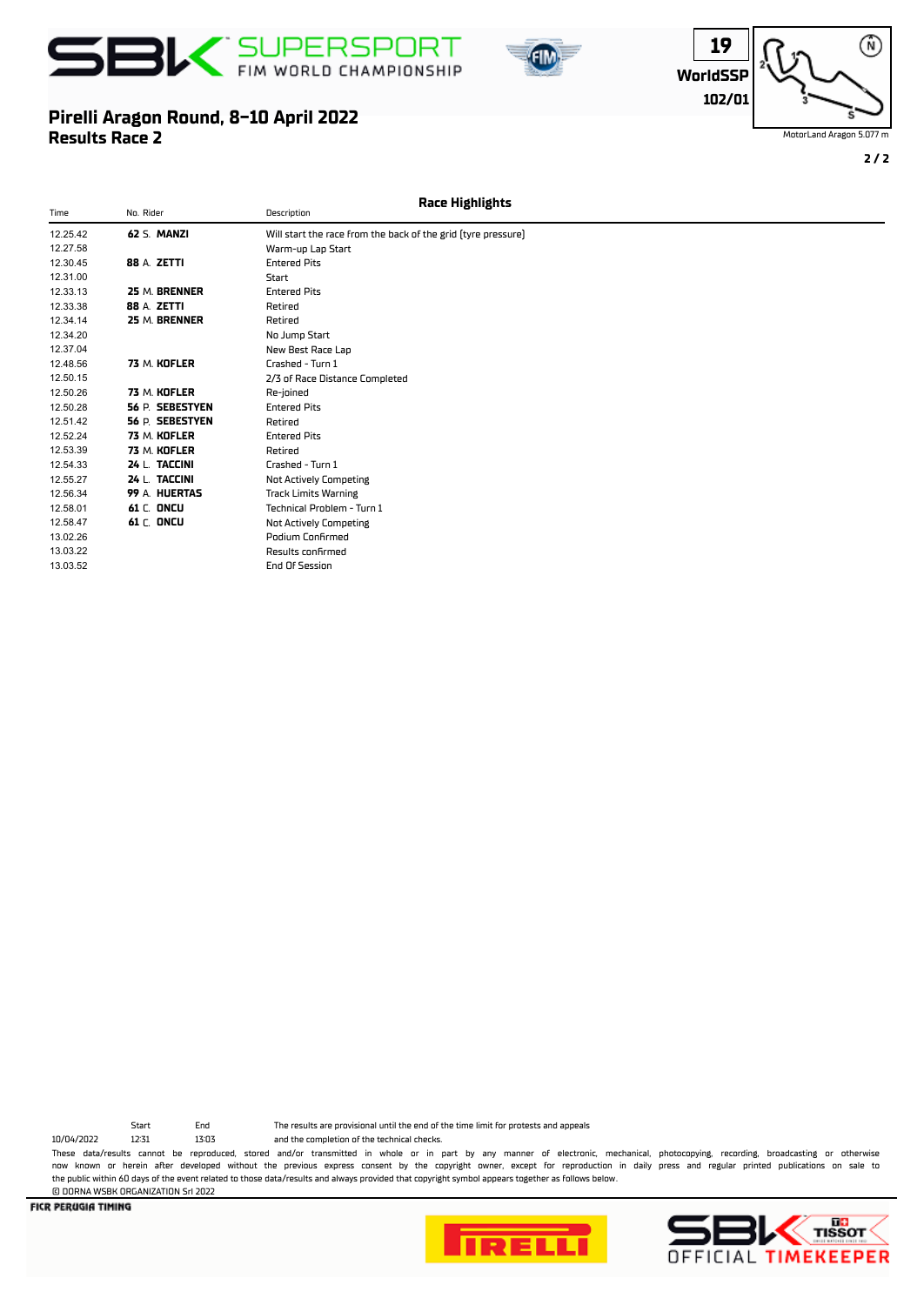# SBK SUPERSPORT FIM WORLD CHAMPIONSHIP

19
WorldSSP
102/01

MotorLand Aragon 5.077 m

## Pirelli Aragon Round, 8-10 April 2022
## Results Race 2

### Race Highlights

| Time | No. Rider | Description |
|---|---|---|
| 12.25.42 | **62** S. **MANZI** | Will start the race from the back of the grid (tyre pressure) |
| 12.27.58 | | Warm-up Lap Start |
| 12.30.45 | **88** A. **ZETTI** | Entered Pits |
| 12.31.00 | | Start |
| 12.33.13 | **25** M. **BRENNER** | Entered Pits |
| 12.33.38 | **88** A. **ZETTI** | Retired |
| 12.34.14 | **25** M. **BRENNER** | Retired |
| 12.34.20 | | No Jump Start |
| 12.37.04 | | New Best Race Lap |
| 12.48.56 | **73** M. **KOFLER** | Crashed - Turn 1 |
| 12.50.15 | | 2/3 of Race Distance Completed |
| 12.50.26 | **73** M. **KOFLER** | Re-joined |
| 12.50.28 | **56** P. **SEBESTYEN** | Entered Pits |
| 12.51.42 | **56** P. **SEBESTYEN** | Retired |
| 12.52.24 | **73** M. **KOFLER** | Entered Pits |
| 12.53.39 | **73** M. **KOFLER** | Retired |
| 12.54.33 | **24** L. **TACCINI** | Crashed - Turn 1 |
| 12.55.27 | **24** L. **TACCINI** | Not Actively Competing |
| 12.56.34 | **99** A. **HUERTAS** | Track Limits Warning |
| 12.58.01 | **61** C. **ONCU** | Technical Problem - Turn 1 |
| 12.58.47 | **61** C. **ONCU** | Not Actively Competing |
| 13.02.26 | | Podium Confirmed |
| 13.03.22 | | Results confirmed |
| 13.03.52 | | End Of Session |

| | Start | End |
|---|---|---|
| 10/04/2022 | 12:31 | 13:03 |

The results are provisional until the end of the time limit for protests and appeals and the completion of the technical checks.

These data/results cannot be reproduced, stored and/or transmitted in whole or in part by any manner of electronic, mechanical, photocopying, recording, broadcasting or otherwise now known or herein after developed without the previous express consent by the copyright owner, except for reproduction in daily press and regular printed publications on sale to the public within 60 days of the event related to those data/results and always provided that copyright symbol appears together as follows below.

© DORNA WSBK ORGANIZATION Srl 2022

FICR PERUGIA TIMING

PIRELLI

SBK TISSOT OFFICIAL TIMEKEEPER